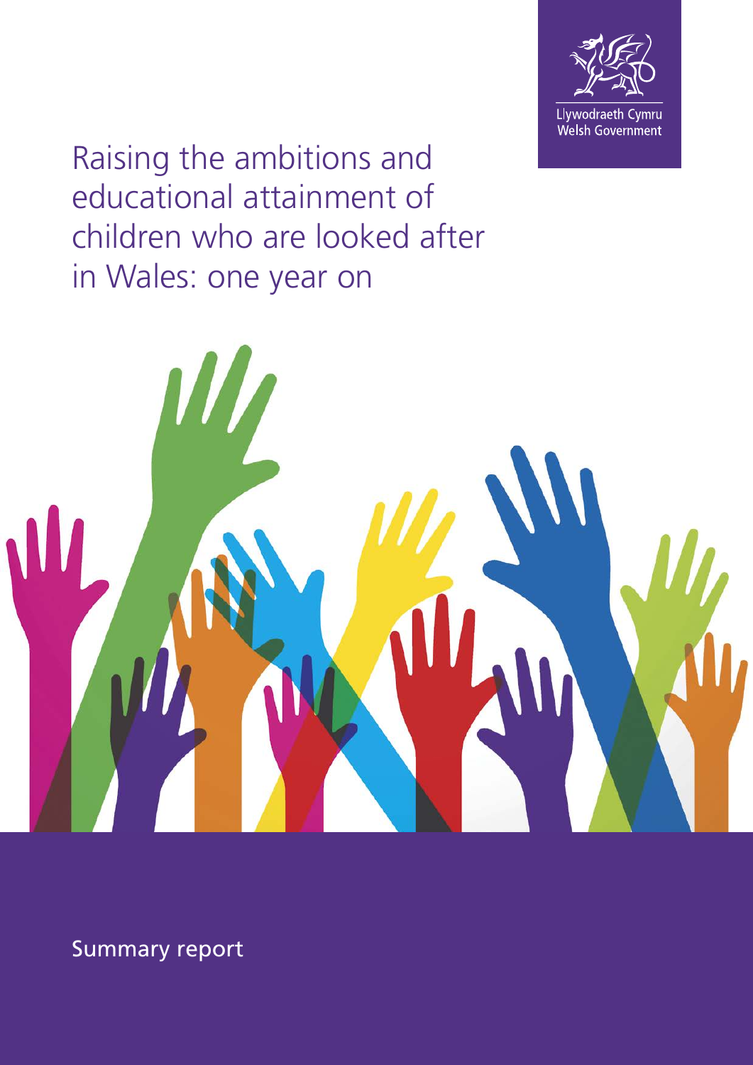Llywodraeth Cymru
Welsh Government

# Raising the ambitions and educational attainment of children who are looked after in Wales: one year on

Summary report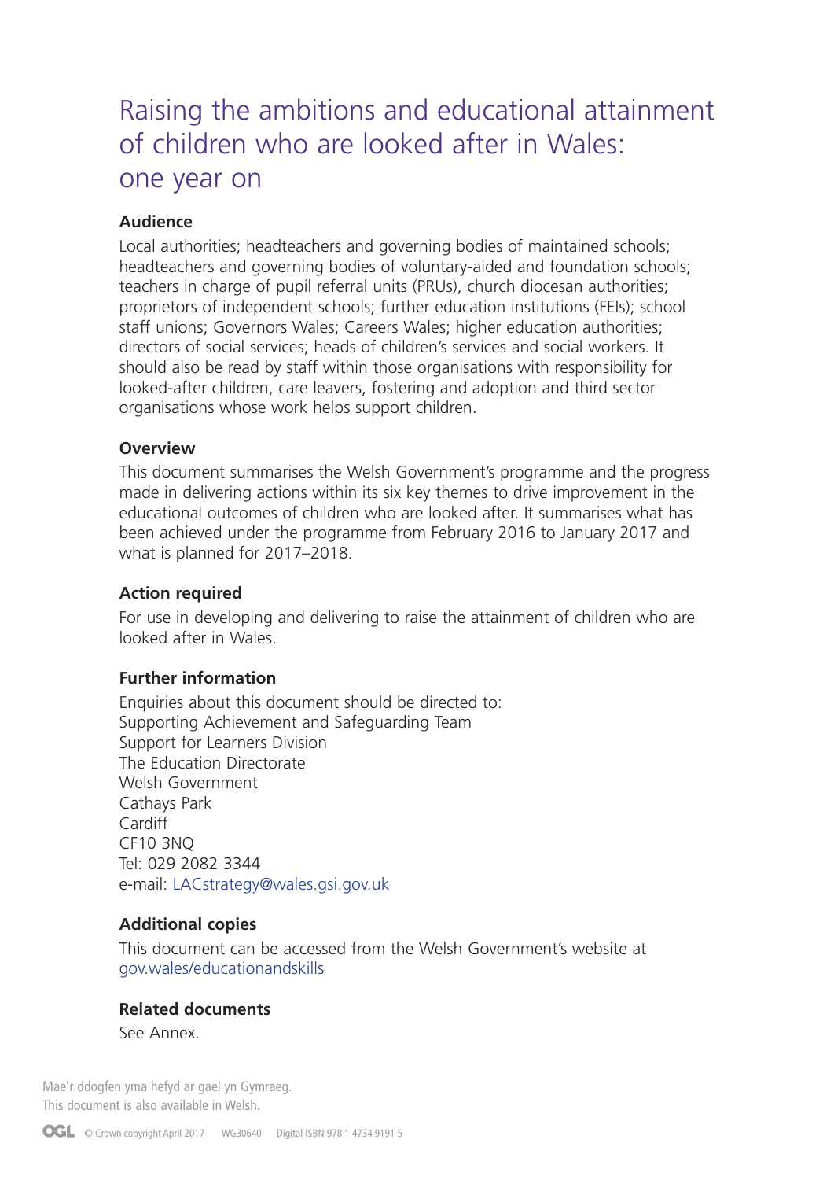# Raising the ambitions and educational attainment of children who are looked after in Wales: one year on

### Audience

Local authorities; headteachers and governing bodies of maintained schools; headteachers and governing bodies of voluntary-aided and foundation schools; teachers in charge of pupil referral units (PRUs), church diocesan authorities; proprietors of independent schools; further education institutions (FEIs); school staff unions; Governors Wales; Careers Wales; higher education authorities; directors of social services; heads of children's services and social workers. It should also be read by staff within those organisations with responsibility for looked-after children, care leavers, fostering and adoption and third sector organisations whose work helps support children.

### Overview

This document summarises the Welsh Government's programme and the progress made in delivering actions within its six key themes to drive improvement in the educational outcomes of children who are looked after. It summarises what has been achieved under the programme from February 2016 to January 2017 and what is planned for 2017–2018.

### Action required

For use in developing and delivering to raise the attainment of children who are looked after in Wales.

### Further information

Enquiries about this document should be directed to:
Supporting Achievement and Safeguarding Team
Support for Learners Division
The Education Directorate
Welsh Government
Cathays Park
Cardiff
CF10 3NQ
Tel: 029 2082 3344
e-mail: LACstrategy@wales.gsi.gov.uk

### Additional copies

This document can be accessed from the Welsh Government's website at gov.wales/educationandskills

### Related documents

See Annex.

Mae'r ddogfen yma hefyd ar gael yn Gymraeg.
This document is also available in Welsh.

OGL © Crown copyright April 2017 WG30640 Digital ISBN 978 1 4734 9191 5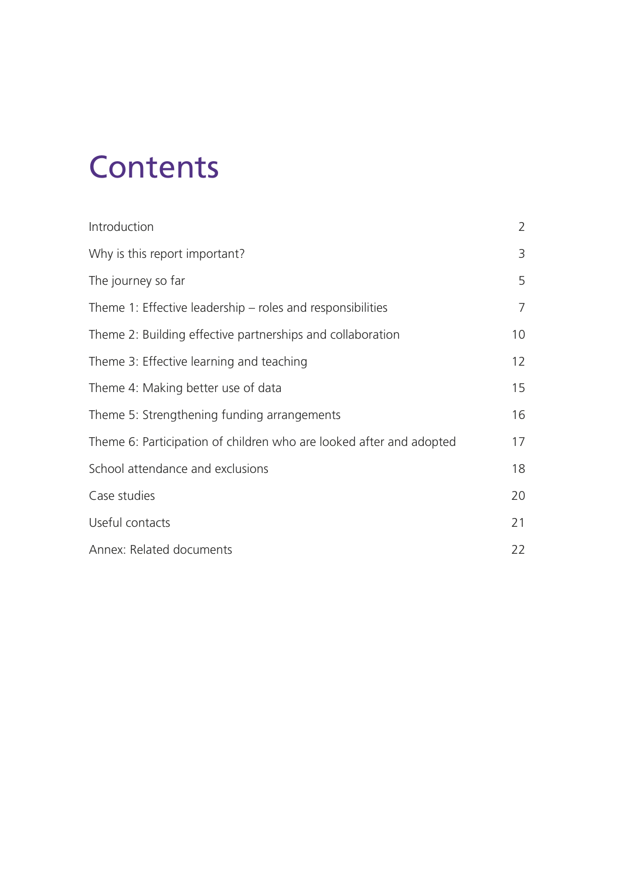# Contents

| | |
|---|---|
| Introduction | 2 |
| Why is this report important? | 3 |
| The journey so far | 5 |
| Theme 1: Effective leadership – roles and responsibilities | 7 |
| Theme 2: Building effective partnerships and collaboration | 10 |
| Theme 3: Effective learning and teaching | 12 |
| Theme 4: Making better use of data | 15 |
| Theme 5: Strengthening funding arrangements | 16 |
| Theme 6: Participation of children who are looked after and adopted | 17 |
| School attendance and exclusions | 18 |
| Case studies | 20 |
| Useful contacts | 21 |
| Annex: Related documents | 22 |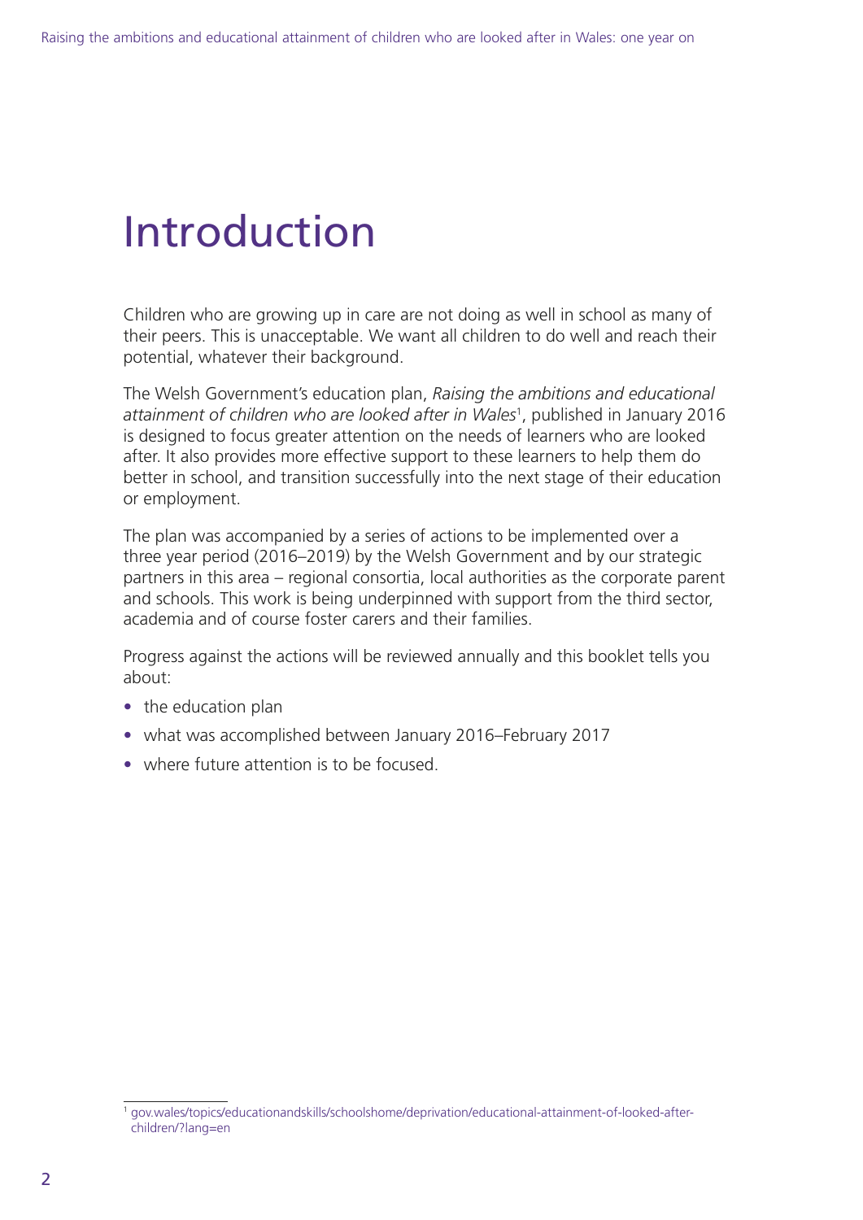# Introduction

Children who are growing up in care are not doing as well in school as many of their peers. This is unacceptable. We want all children to do well and reach their potential, whatever their background.

The Welsh Government's education plan, *Raising the ambitions and educational attainment of children who are looked after in Wales*[1], published in January 2016 is designed to focus greater attention on the needs of learners who are looked after. It also provides more effective support to these learners to help them do better in school, and transition successfully into the next stage of their education or employment.

The plan was accompanied by a series of actions to be implemented over a three year period (2016–2019) by the Welsh Government and by our strategic partners in this area – regional consortia, local authorities as the corporate parent and schools. This work is being underpinned with support from the third sector, academia and of course foster carers and their families.

Progress against the actions will be reviewed annually and this booklet tells you about:

- the education plan
- what was accomplished between January 2016–February 2017
- where future attention is to be focused.

[1] gov.wales/topics/educationandskills/schoolshome/deprivation/educational-attainment-of-looked-after-children/?lang=en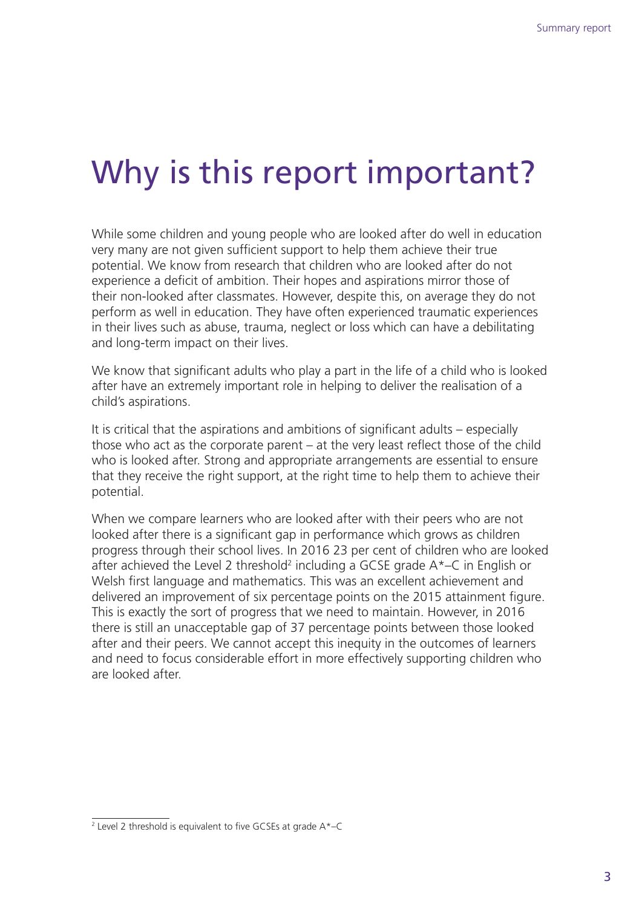# Why is this report important?

While some children and young people who are looked after do well in education very many are not given sufficient support to help them achieve their true potential. We know from research that children who are looked after do not experience a deficit of ambition. Their hopes and aspirations mirror those of their non-looked after classmates. However, despite this, on average they do not perform as well in education. They have often experienced traumatic experiences in their lives such as abuse, trauma, neglect or loss which can have a debilitating and long-term impact on their lives.

We know that significant adults who play a part in the life of a child who is looked after have an extremely important role in helping to deliver the realisation of a child's aspirations.

It is critical that the aspirations and ambitions of significant adults – especially those who act as the corporate parent – at the very least reflect those of the child who is looked after. Strong and appropriate arrangements are essential to ensure that they receive the right support, at the right time to help them to achieve their potential.

When we compare learners who are looked after with their peers who are not looked after there is a significant gap in performance which grows as children progress through their school lives. In 2016 23 per cent of children who are looked after achieved the Level 2 threshold[2] including a GCSE grade A*–C in English or Welsh first language and mathematics. This was an excellent achievement and delivered an improvement of six percentage points on the 2015 attainment figure. This is exactly the sort of progress that we need to maintain. However, in 2016 there is still an unacceptable gap of 37 percentage points between those looked after and their peers. We cannot accept this inequity in the outcomes of learners and need to focus considerable effort in more effectively supporting children who are looked after.

---

[2] Level 2 threshold is equivalent to five GCSEs at grade A*–C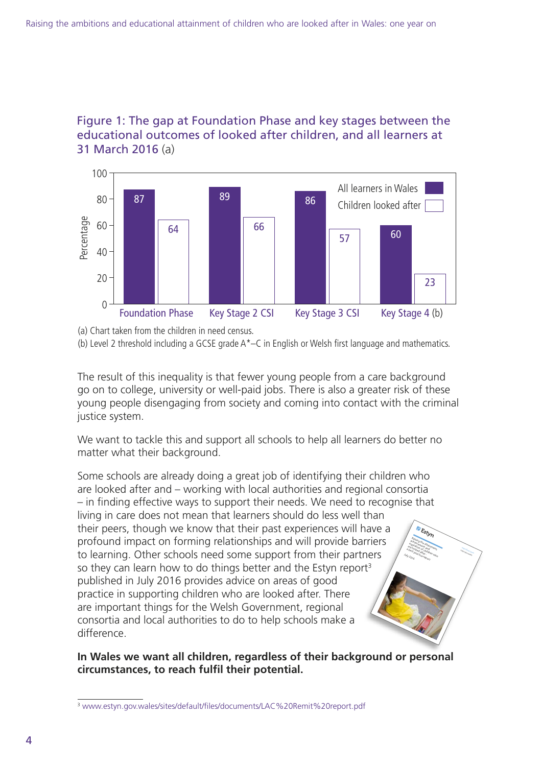## Figure 1: The gap at Foundation Phase and key stages between the educational outcomes of looked after children, and all learners at 31 March 2016 (a)

| | All learners in Wales | Children looked after |
|---|---|---|
| Foundation Phase | 87 | 64 |
| Key Stage 2 CSI | 89 | 66 |
| Key Stage 3 CSI | 86 | 57 |
| Key Stage 4 (b) | 60 | 23 |

(a) Chart taken from the children in need census.
(b) Level 2 threshold including a GCSE grade A*–C in English or Welsh first language and mathematics.

The result of this inequality is that fewer young people from a care background go on to college, university or well-paid jobs. There is also a greater risk of these young people disengaging from society and coming into contact with the criminal justice system.

We want to tackle this and support all schools to help all learners do better no matter what their background.

Some schools are already doing a great job of identifying their children who are looked after and – working with local authorities and regional consortia – in finding effective ways to support their needs. We need to recognise that living in care does not mean that learners should do less well than their peers, though we know that their past experiences will have a profound impact on forming relationships and will provide barriers to learning. Other schools need some support from their partners so they can learn how to do things better and the Estyn report[3] published in July 2016 provides advice on areas of good practice in supporting children who are looked after. There are important things for the Welsh Government, regional consortia and local authorities to do to help schools make a difference.

**In Wales we want all children, regardless of their background or personal circumstances, to reach fulfil their potential.**

[3] www.estyn.gov.wales/sites/default/files/documents/LAC%20Remit%20report.pdf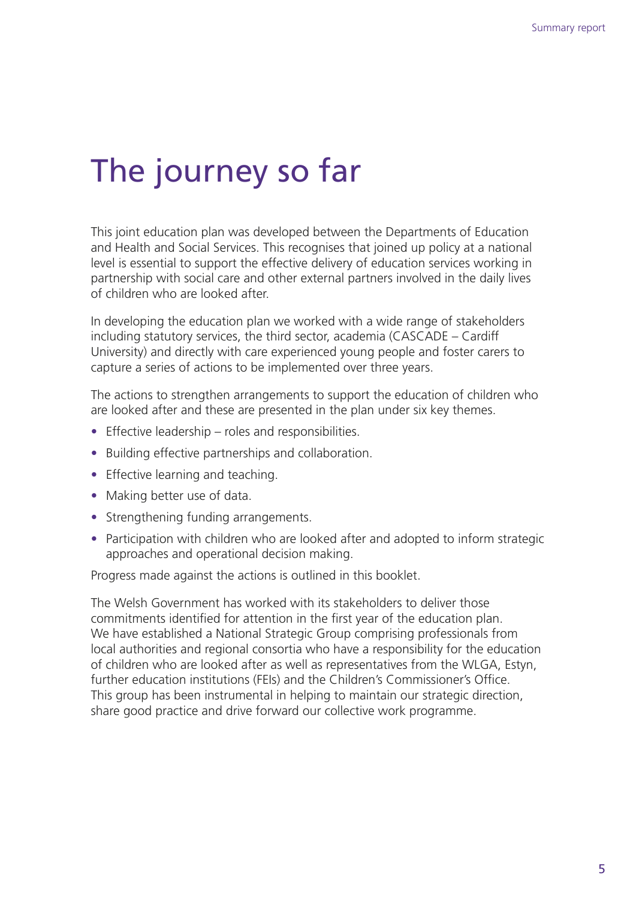# The journey so far

This joint education plan was developed between the Departments of Education and Health and Social Services. This recognises that joined up policy at a national level is essential to support the effective delivery of education services working in partnership with social care and other external partners involved in the daily lives of children who are looked after.

In developing the education plan we worked with a wide range of stakeholders including statutory services, the third sector, academia (CASCADE – Cardiff University) and directly with care experienced young people and foster carers to capture a series of actions to be implemented over three years.

The actions to strengthen arrangements to support the education of children who are looked after and these are presented in the plan under six key themes.

- Effective leadership – roles and responsibilities.
- Building effective partnerships and collaboration.
- Effective learning and teaching.
- Making better use of data.
- Strengthening funding arrangements.
- Participation with children who are looked after and adopted to inform strategic approaches and operational decision making.

Progress made against the actions is outlined in this booklet.

The Welsh Government has worked with its stakeholders to deliver those commitments identified for attention in the first year of the education plan. We have established a National Strategic Group comprising professionals from local authorities and regional consortia who have a responsibility for the education of children who are looked after as well as representatives from the WLGA, Estyn, further education institutions (FEIs) and the Children's Commissioner's Office. This group has been instrumental in helping to maintain our strategic direction, share good practice and drive forward our collective work programme.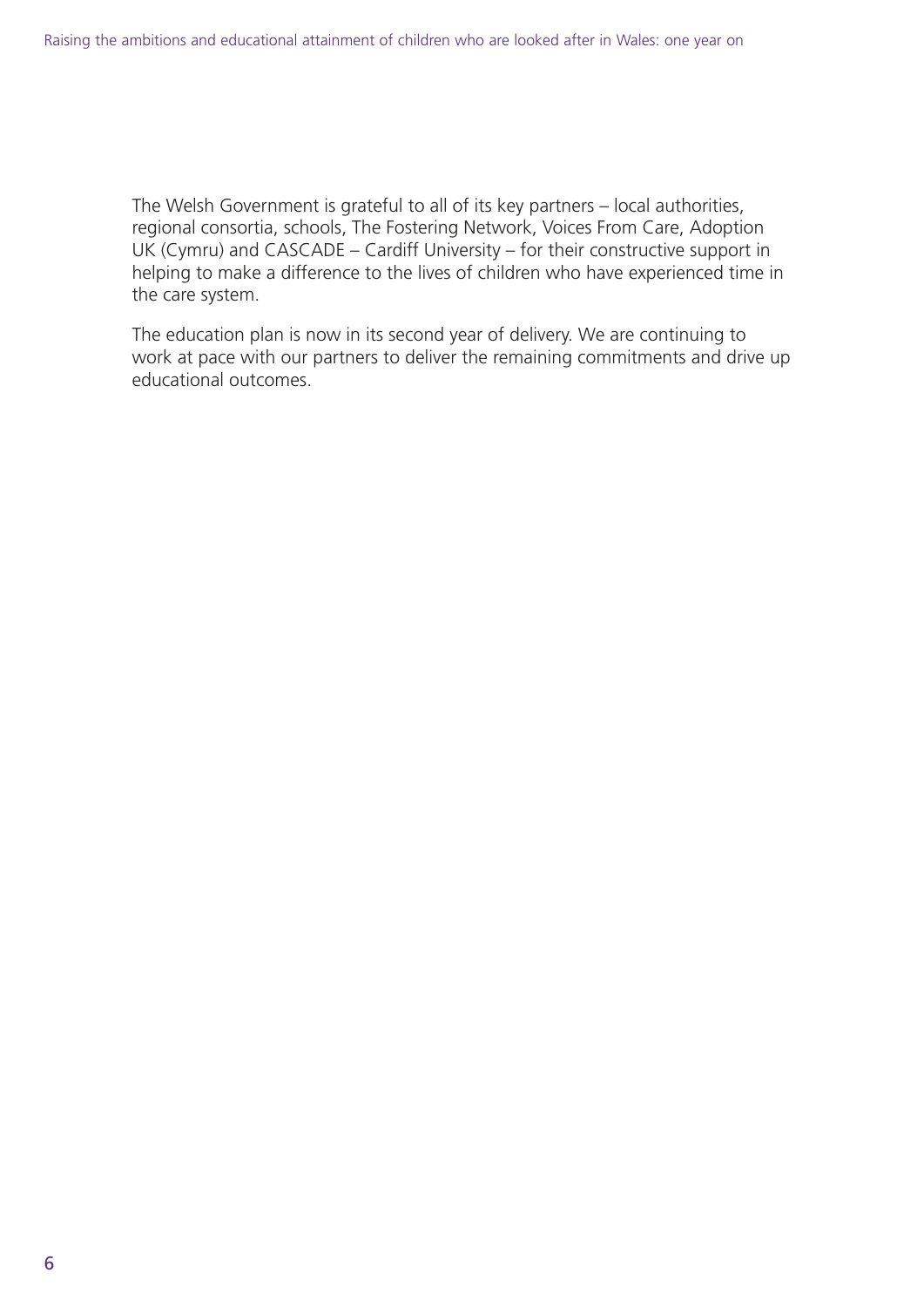The Welsh Government is grateful to all of its key partners – local authorities, regional consortia, schools, The Fostering Network, Voices From Care, Adoption UK (Cymru) and CASCADE – Cardiff University – for their constructive support in helping to make a difference to the lives of children who have experienced time in the care system.

The education plan is now in its second year of delivery. We are continuing to work at pace with our partners to deliver the remaining commitments and drive up educational outcomes.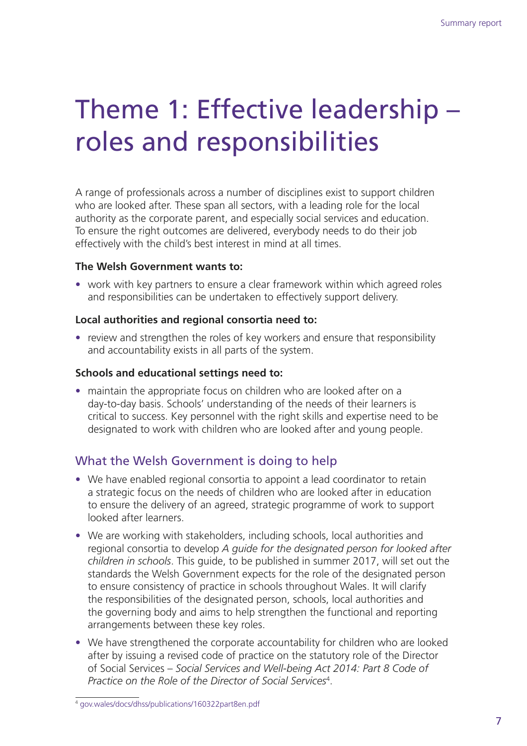# Theme 1: Effective leadership – roles and responsibilities

A range of professionals across a number of disciplines exist to support children who are looked after. These span all sectors, with a leading role for the local authority as the corporate parent, and especially social services and education. To ensure the right outcomes are delivered, everybody needs to do their job effectively with the child's best interest in mind at all times.

**The Welsh Government wants to:**

- work with key partners to ensure a clear framework within which agreed roles and responsibilities can be undertaken to effectively support delivery.

**Local authorities and regional consortia need to:**

- review and strengthen the roles of key workers and ensure that responsibility and accountability exists in all parts of the system.

**Schools and educational settings need to:**

- maintain the appropriate focus on children who are looked after on a day-to-day basis. Schools' understanding of the needs of their learners is critical to success. Key personnel with the right skills and expertise need to be designated to work with children who are looked after and young people.

## What the Welsh Government is doing to help

- We have enabled regional consortia to appoint a lead coordinator to retain a strategic focus on the needs of children who are looked after in education to ensure the delivery of an agreed, strategic programme of work to support looked after learners.
- We are working with stakeholders, including schools, local authorities and regional consortia to develop *A guide for the designated person for looked after children in schools*. This guide, to be published in summer 2017, will set out the standards the Welsh Government expects for the role of the designated person to ensure consistency of practice in schools throughout Wales. It will clarify the responsibilities of the designated person, schools, local authorities and the governing body and aims to help strengthen the functional and reporting arrangements between these key roles.
- We have strengthened the corporate accountability for children who are looked after by issuing a revised code of practice on the statutory role of the Director of Social Services – *Social Services and Well-being Act 2014: Part 8 Code of Practice on the Role of the Director of Social Services*[4].

[4] gov.wales/docs/dhss/publications/160322part8en.pdf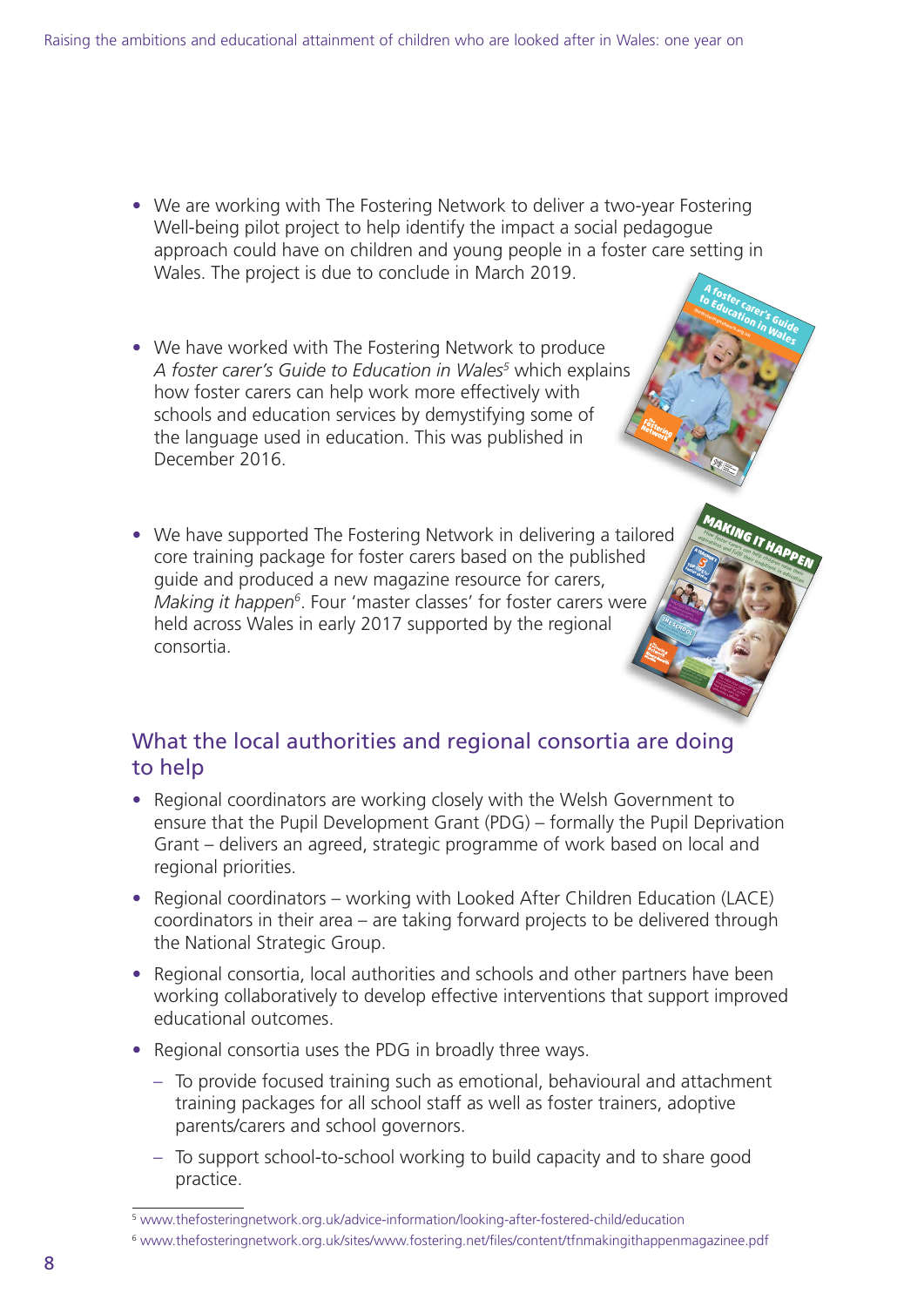- We are working with The Fostering Network to deliver a two-year Fostering Well-being pilot project to help identify the impact a social pedagogue approach could have on children and young people in a foster care setting in Wales. The project is due to conclude in March 2019.

- We have worked with The Fostering Network to produce *A foster carer's Guide to Education in Wales*[5] which explains how foster carers can help work more effectively with schools and education services by demystifying some of the language used in education. This was published in December 2016.

- We have supported The Fostering Network in delivering a tailored core training package for foster carers based on the published guide and produced a new magazine resource for carers, *Making it happen*[6]. Four 'master classes' for foster carers were held across Wales in early 2017 supported by the regional consortia.

## What the local authorities and regional consortia are doing to help

- Regional coordinators are working closely with the Welsh Government to ensure that the Pupil Development Grant (PDG) – formally the Pupil Deprivation Grant – delivers an agreed, strategic programme of work based on local and regional priorities.
- Regional coordinators – working with Looked After Children Education (LACE) coordinators in their area – are taking forward projects to be delivered through the National Strategic Group.
- Regional consortia, local authorities and schools and other partners have been working collaboratively to develop effective interventions that support improved educational outcomes.
- Regional consortia uses the PDG in broadly three ways.
  - To provide focused training such as emotional, behavioural and attachment training packages for all school staff as well as foster trainers, adoptive parents/carers and school governors.
  - To support school-to-school working to build capacity and to share good practice.

---

[5] www.thefosteringnetwork.org.uk/advice-information/looking-after-fostered-child/education

[6] www.thefosteringnetwork.org.uk/sites/www.fostering.net/files/content/tfnmakingithappenmagazinee.pdf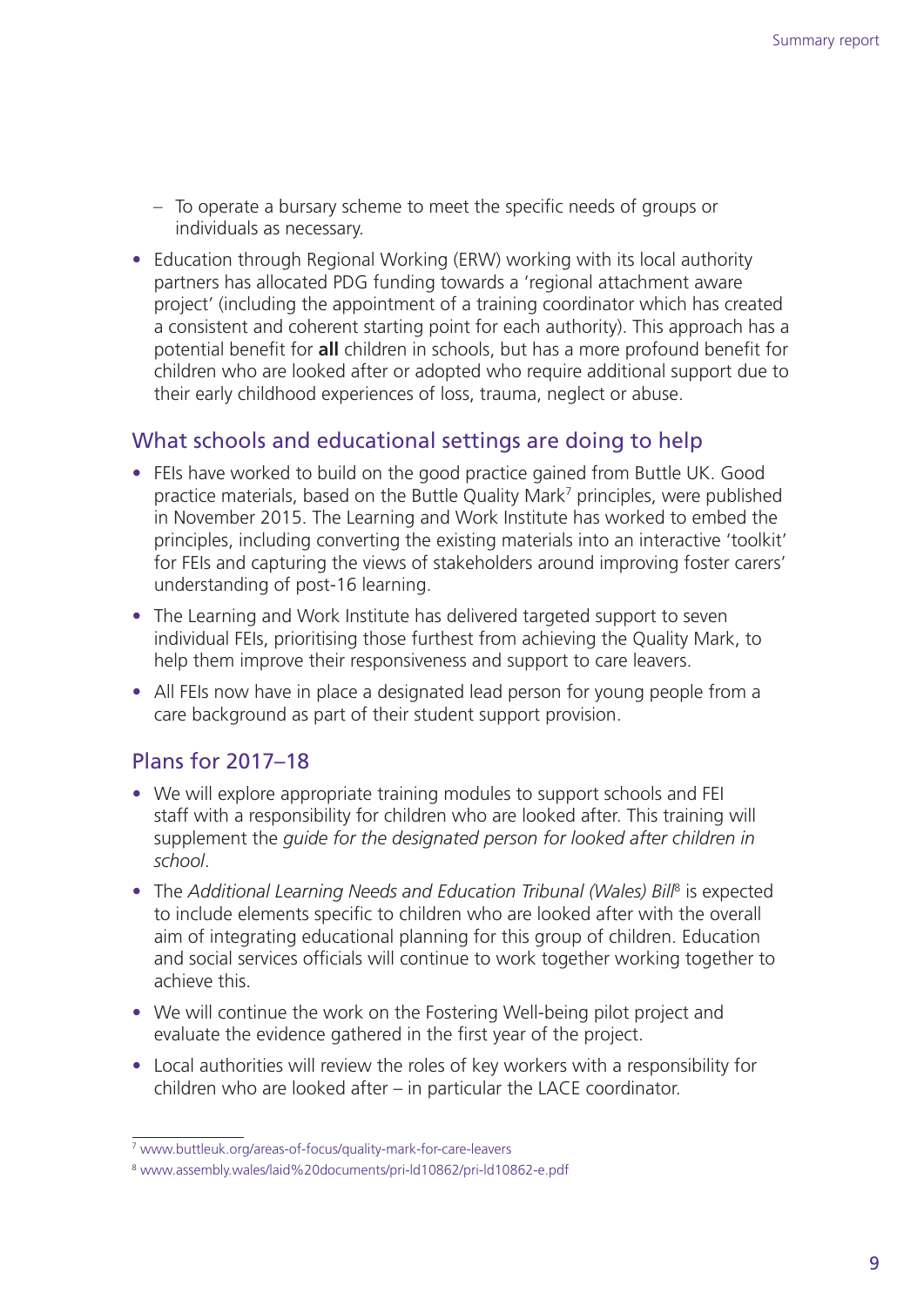- To operate a bursary scheme to meet the specific needs of groups or individuals as necessary.

- Education through Regional Working (ERW) working with its local authority partners has allocated PDG funding towards a 'regional attachment aware project' (including the appointment of a training coordinator which has created a consistent and coherent starting point for each authority). This approach has a potential benefit for **all** children in schools, but has a more profound benefit for children who are looked after or adopted who require additional support due to their early childhood experiences of loss, trauma, neglect or abuse.

## What schools and educational settings are doing to help

- FEIs have worked to build on the good practice gained from Buttle UK. Good practice materials, based on the Buttle Quality Mark[7] principles, were published in November 2015. The Learning and Work Institute has worked to embed the principles, including converting the existing materials into an interactive 'toolkit' for FEIs and capturing the views of stakeholders around improving foster carers' understanding of post-16 learning.
- The Learning and Work Institute has delivered targeted support to seven individual FEIs, prioritising those furthest from achieving the Quality Mark, to help them improve their responsiveness and support to care leavers.
- All FEIs now have in place a designated lead person for young people from a care background as part of their student support provision.

## Plans for 2017–18

- We will explore appropriate training modules to support schools and FEI staff with a responsibility for children who are looked after. This training will supplement the *guide for the designated person for looked after children in school*.
- The *Additional Learning Needs and Education Tribunal (Wales) Bill*[8] is expected to include elements specific to children who are looked after with the overall aim of integrating educational planning for this group of children. Education and social services officials will continue to work together working together to achieve this.
- We will continue the work on the Fostering Well-being pilot project and evaluate the evidence gathered in the first year of the project.
- Local authorities will review the roles of key workers with a responsibility for children who are looked after – in particular the LACE coordinator.

---

[7] www.buttleuk.org/areas-of-focus/quality-mark-for-care-leavers

[8] www.assembly.wales/laid%20documents/pri-ld10862/pri-ld10862-e.pdf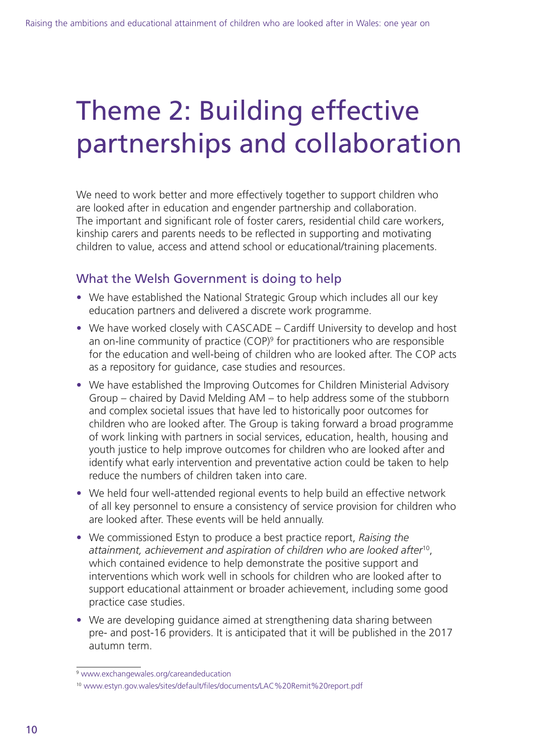# Theme 2: Building effective partnerships and collaboration

We need to work better and more effectively together to support children who are looked after in education and engender partnership and collaboration. The important and significant role of foster carers, residential child care workers, kinship carers and parents needs to be reflected in supporting and motivating children to value, access and attend school or educational/training placements.

## What the Welsh Government is doing to help

- We have established the National Strategic Group which includes all our key education partners and delivered a discrete work programme.
- We have worked closely with CASCADE – Cardiff University to develop and host an on-line community of practice (COP)[9] for practitioners who are responsible for the education and well-being of children who are looked after. The COP acts as a repository for guidance, case studies and resources.
- We have established the Improving Outcomes for Children Ministerial Advisory Group – chaired by David Melding AM – to help address some of the stubborn and complex societal issues that have led to historically poor outcomes for children who are looked after. The Group is taking forward a broad programme of work linking with partners in social services, education, health, housing and youth justice to help improve outcomes for children who are looked after and identify what early intervention and preventative action could be taken to help reduce the numbers of children taken into care.
- We held four well-attended regional events to help build an effective network of all key personnel to ensure a consistency of service provision for children who are looked after. These events will be held annually.
- We commissioned Estyn to produce a best practice report, *Raising the attainment, achievement and aspiration of children who are looked after*[10], which contained evidence to help demonstrate the positive support and interventions which work well in schools for children who are looked after to support educational attainment or broader achievement, including some good practice case studies.
- We are developing guidance aimed at strengthening data sharing between pre- and post-16 providers. It is anticipated that it will be published in the 2017 autumn term.

---

[9] www.exchangewales.org/careandeducation

[10] www.estyn.gov.wales/sites/default/files/documents/LAC%20Remit%20report.pdf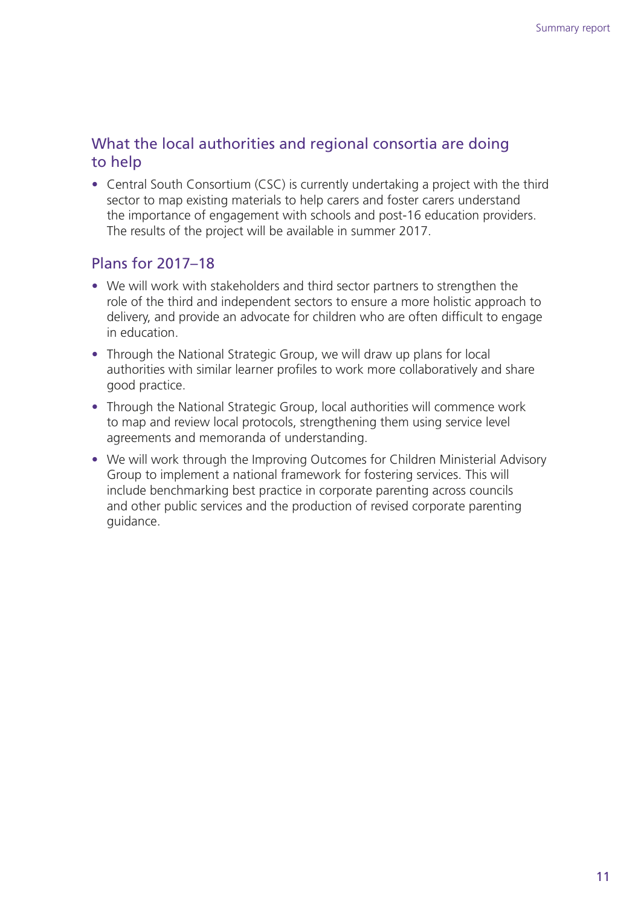## What the local authorities and regional consortia are doing to help

- Central South Consortium (CSC) is currently undertaking a project with the third sector to map existing materials to help carers and foster carers understand the importance of engagement with schools and post-16 education providers. The results of the project will be available in summer 2017.

## Plans for 2017–18

- We will work with stakeholders and third sector partners to strengthen the role of the third and independent sectors to ensure a more holistic approach to delivery, and provide an advocate for children who are often difficult to engage in education.
- Through the National Strategic Group, we will draw up plans for local authorities with similar learner profiles to work more collaboratively and share good practice.
- Through the National Strategic Group, local authorities will commence work to map and review local protocols, strengthening them using service level agreements and memoranda of understanding.
- We will work through the Improving Outcomes for Children Ministerial Advisory Group to implement a national framework for fostering services. This will include benchmarking best practice in corporate parenting across councils and other public services and the production of revised corporate parenting guidance.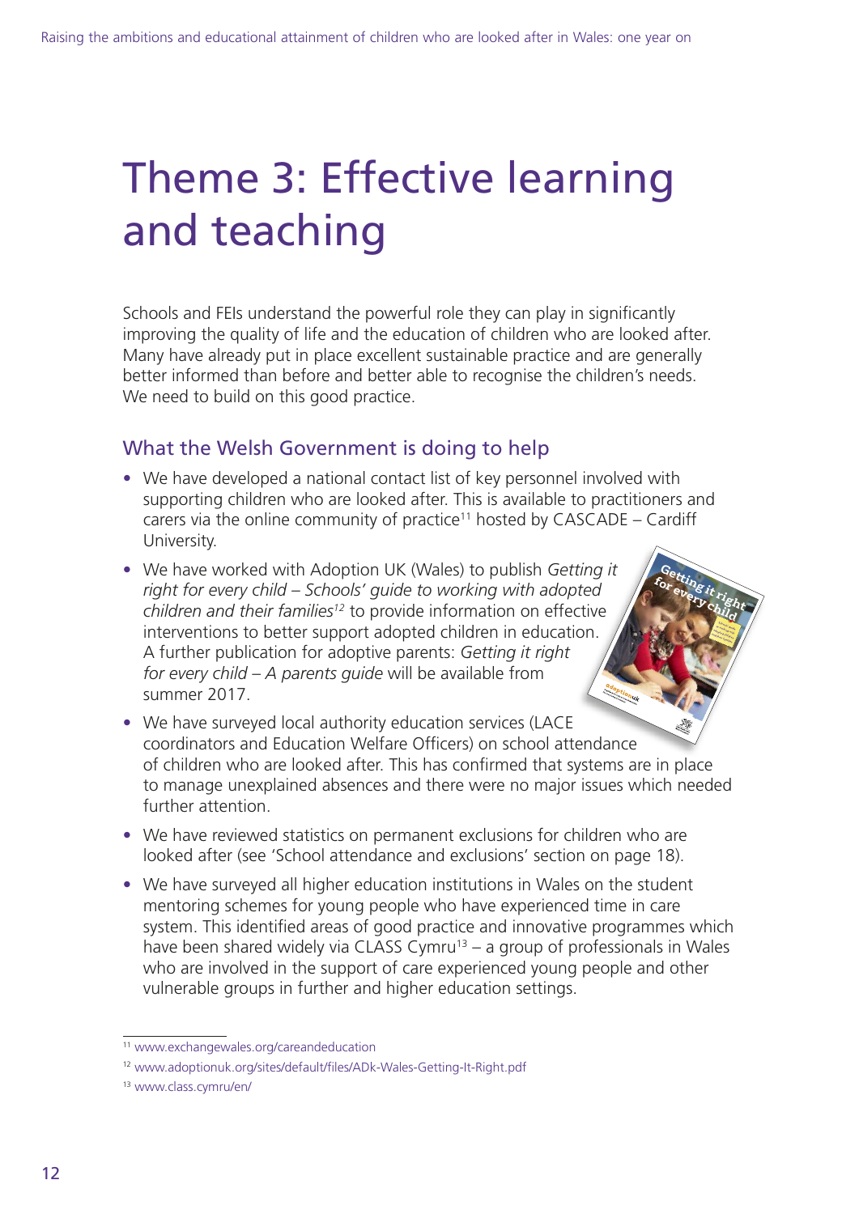# Theme 3: Effective learning and teaching

Schools and FEIs understand the powerful role they can play in significantly improving the quality of life and the education of children who are looked after. Many have already put in place excellent sustainable practice and are generally better informed than before and better able to recognise the children's needs. We need to build on this good practice.

## What the Welsh Government is doing to help

- We have developed a national contact list of key personnel involved with supporting children who are looked after. This is available to practitioners and carers via the online community of practice[11] hosted by CASCADE – Cardiff University.
- We have worked with Adoption UK (Wales) to publish *Getting it right for every child – Schools' guide to working with adopted children and their families*[12] to provide information on effective interventions to better support adopted children in education. A further publication for adoptive parents: *Getting it right for every child – A parents guide* will be available from summer 2017.
- We have surveyed local authority education services (LACE coordinators and Education Welfare Officers) on school attendance of children who are looked after. This has confirmed that systems are in place to manage unexplained absences and there were no major issues which needed further attention.
- We have reviewed statistics on permanent exclusions for children who are looked after (see 'School attendance and exclusions' section on page 18).
- We have surveyed all higher education institutions in Wales on the student mentoring schemes for young people who have experienced time in care system. This identified areas of good practice and innovative programmes which have been shared widely via CLASS Cymru[13] – a group of professionals in Wales who are involved in the support of care experienced young people and other vulnerable groups in further and higher education settings.

[11] www.exchangewales.org/careandeducation

[12] www.adoptionuk.org/sites/default/files/ADk-Wales-Getting-It-Right.pdf

[13] www.class.cymru/en/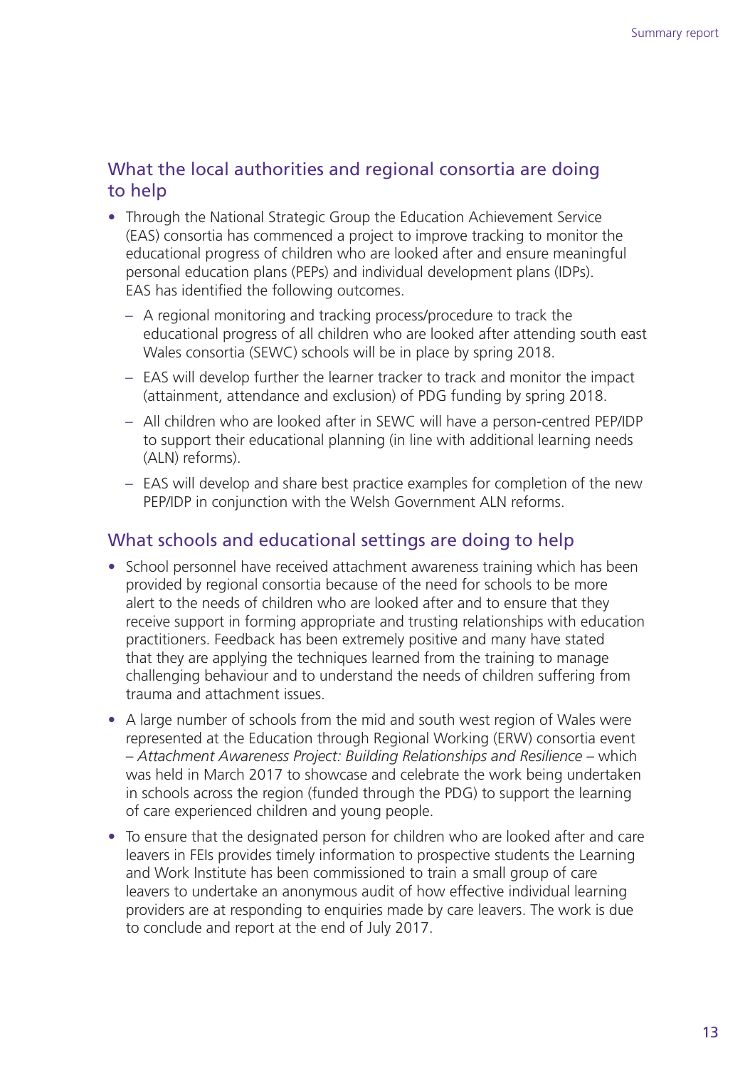## What the local authorities and regional consortia are doing to help

- Through the National Strategic Group the Education Achievement Service (EAS) consortia has commenced a project to improve tracking to monitor the educational progress of children who are looked after and ensure meaningful personal education plans (PEPs) and individual development plans (IDPs). EAS has identified the following outcomes.
  - A regional monitoring and tracking process/procedure to track the educational progress of all children who are looked after attending south east Wales consortia (SEWC) schools will be in place by spring 2018.
  - EAS will develop further the learner tracker to track and monitor the impact (attainment, attendance and exclusion) of PDG funding by spring 2018.
  - All children who are looked after in SEWC will have a person-centred PEP/IDP to support their educational planning (in line with additional learning needs (ALN) reforms).
  - EAS will develop and share best practice examples for completion of the new PEP/IDP in conjunction with the Welsh Government ALN reforms.

## What schools and educational settings are doing to help

- School personnel have received attachment awareness training which has been provided by regional consortia because of the need for schools to be more alert to the needs of children who are looked after and to ensure that they receive support in forming appropriate and trusting relationships with education practitioners. Feedback has been extremely positive and many have stated that they are applying the techniques learned from the training to manage challenging behaviour and to understand the needs of children suffering from trauma and attachment issues.
- A large number of schools from the mid and south west region of Wales were represented at the Education through Regional Working (ERW) consortia event – *Attachment Awareness Project: Building Relationships and Resilience* – which was held in March 2017 to showcase and celebrate the work being undertaken in schools across the region (funded through the PDG) to support the learning of care experienced children and young people.
- To ensure that the designated person for children who are looked after and care leavers in FEIs provides timely information to prospective students the Learning and Work Institute has been commissioned to train a small group of care leavers to undertake an anonymous audit of how effective individual learning providers are at responding to enquiries made by care leavers. The work is due to conclude and report at the end of July 2017.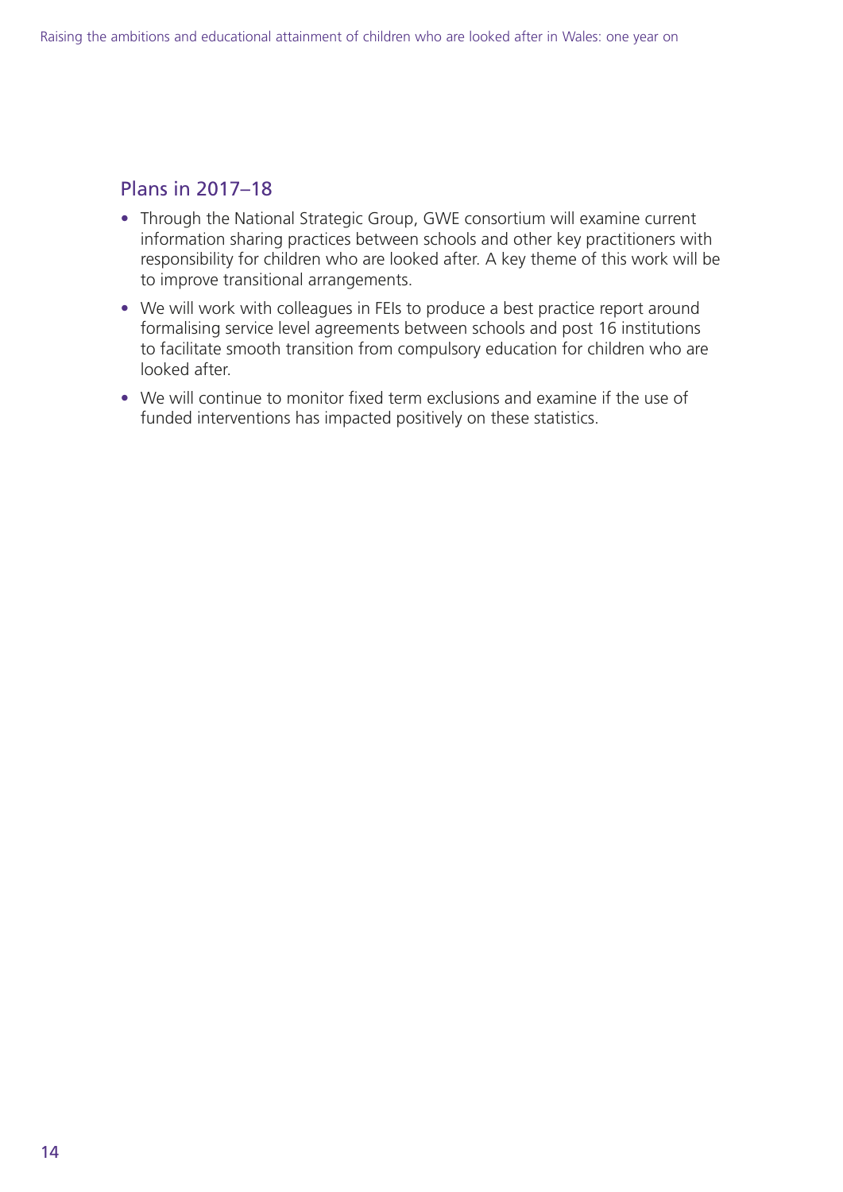## Plans in 2017–18

- Through the National Strategic Group, GWE consortium will examine current information sharing practices between schools and other key practitioners with responsibility for children who are looked after. A key theme of this work will be to improve transitional arrangements.
- We will work with colleagues in FEIs to produce a best practice report around formalising service level agreements between schools and post 16 institutions to facilitate smooth transition from compulsory education for children who are looked after.
- We will continue to monitor fixed term exclusions and examine if the use of funded interventions has impacted positively on these statistics.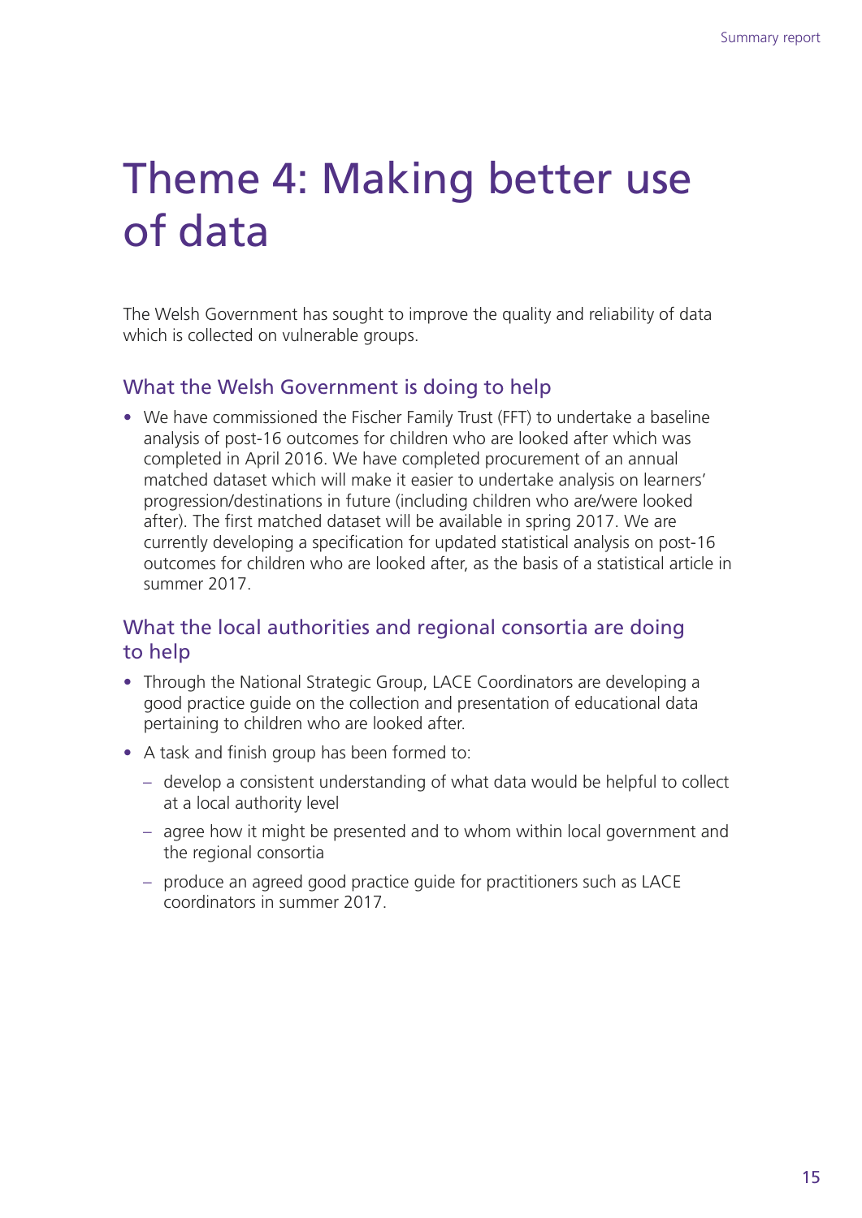# Theme 4: Making better use of data

The Welsh Government has sought to improve the quality and reliability of data which is collected on vulnerable groups.

## What the Welsh Government is doing to help

- We have commissioned the Fischer Family Trust (FFT) to undertake a baseline analysis of post-16 outcomes for children who are looked after which was completed in April 2016. We have completed procurement of an annual matched dataset which will make it easier to undertake analysis on learners' progression/destinations in future (including children who are/were looked after). The first matched dataset will be available in spring 2017. We are currently developing a specification for updated statistical analysis on post-16 outcomes for children who are looked after, as the basis of a statistical article in summer 2017.

## What the local authorities and regional consortia are doing to help

- Through the National Strategic Group, LACE Coordinators are developing a good practice guide on the collection and presentation of educational data pertaining to children who are looked after.
- A task and finish group has been formed to:
  - develop a consistent understanding of what data would be helpful to collect at a local authority level
  - agree how it might be presented and to whom within local government and the regional consortia
  - produce an agreed good practice guide for practitioners such as LACE coordinators in summer 2017.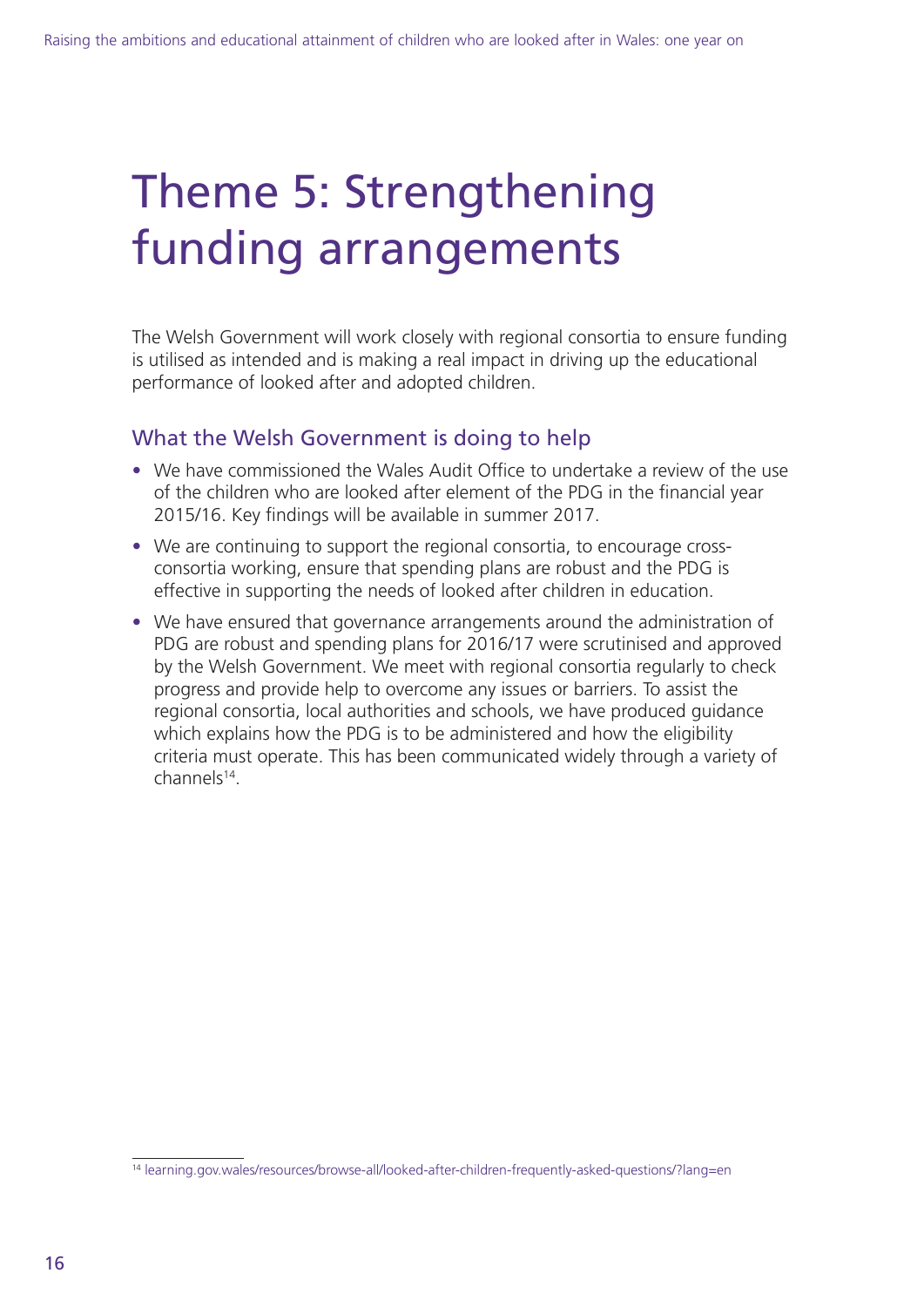# Theme 5: Strengthening funding arrangements

The Welsh Government will work closely with regional consortia to ensure funding is utilised as intended and is making a real impact in driving up the educational performance of looked after and adopted children.

## What the Welsh Government is doing to help

- We have commissioned the Wales Audit Office to undertake a review of the use of the children who are looked after element of the PDG in the financial year 2015/16. Key findings will be available in summer 2017.
- We are continuing to support the regional consortia, to encourage cross-consortia working, ensure that spending plans are robust and the PDG is effective in supporting the needs of looked after children in education.
- We have ensured that governance arrangements around the administration of PDG are robust and spending plans for 2016/17 were scrutinised and approved by the Welsh Government. We meet with regional consortia regularly to check progress and provide help to overcome any issues or barriers. To assist the regional consortia, local authorities and schools, we have produced guidance which explains how the PDG is to be administered and how the eligibility criteria must operate. This has been communicated widely through a variety of channels[14].

[14] learning.gov.wales/resources/browse-all/looked-after-children-frequently-asked-questions/?lang=en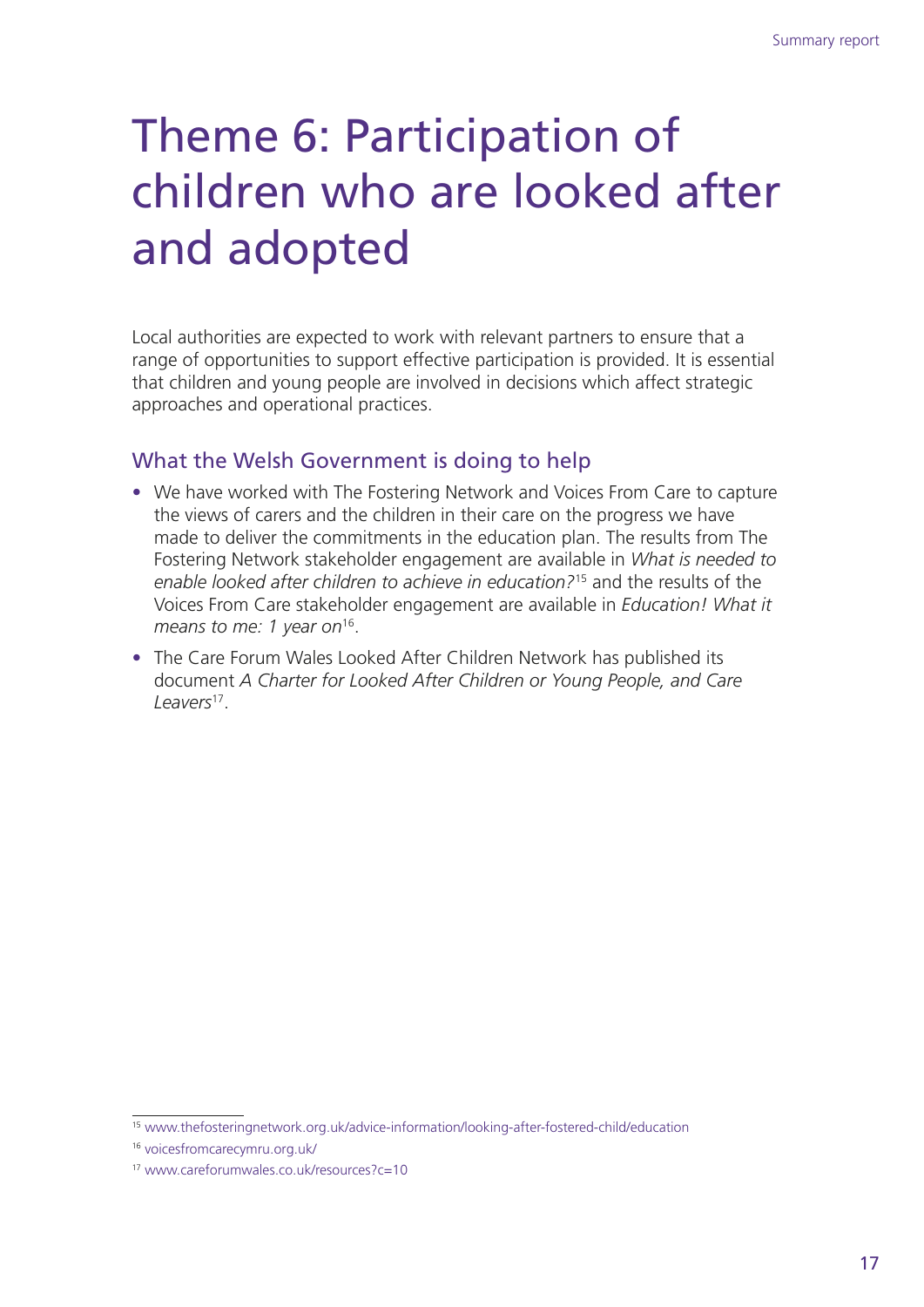# Theme 6: Participation of children who are looked after and adopted

Local authorities are expected to work with relevant partners to ensure that a range of opportunities to support effective participation is provided. It is essential that children and young people are involved in decisions which affect strategic approaches and operational practices.

## What the Welsh Government is doing to help

- We have worked with The Fostering Network and Voices From Care to capture the views of carers and the children in their care on the progress we have made to deliver the commitments in the education plan. The results from The Fostering Network stakeholder engagement are available in *What is needed to enable looked after children to achieve in education?*[15] and the results of the Voices From Care stakeholder engagement are available in *Education! What it means to me: 1 year on*[16].
- The Care Forum Wales Looked After Children Network has published its document *A Charter for Looked After Children or Young People, and Care Leavers*[17].

[15] www.thefosteringnetwork.org.uk/advice-information/looking-after-fostered-child/education

[16] voicesfromcarecymru.org.uk/

[17] www.careforumwales.co.uk/resources?c=10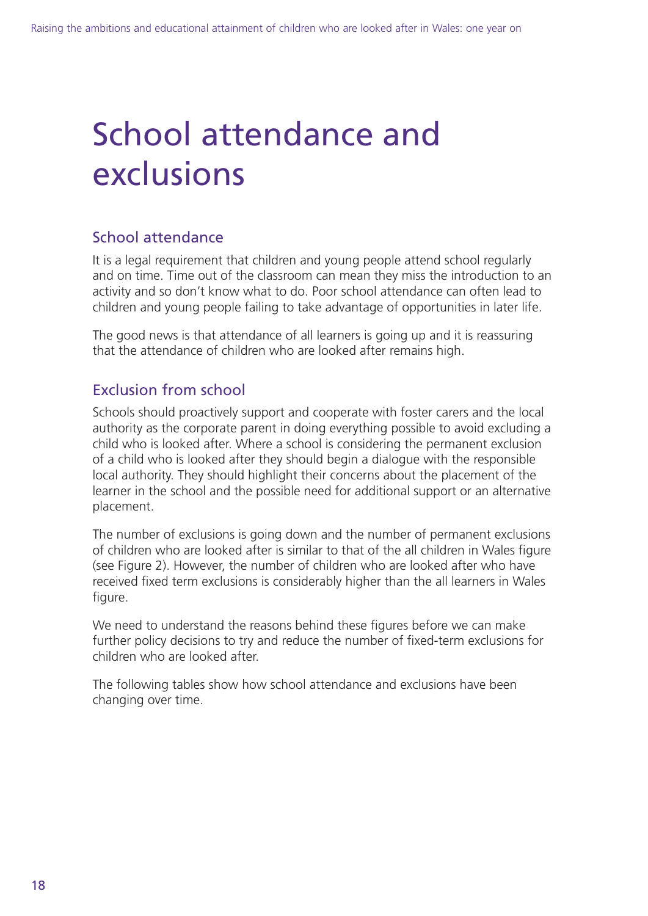# School attendance and exclusions

## School attendance

It is a legal requirement that children and young people attend school regularly and on time. Time out of the classroom can mean they miss the introduction to an activity and so don't know what to do. Poor school attendance can often lead to children and young people failing to take advantage of opportunities in later life.

The good news is that attendance of all learners is going up and it is reassuring that the attendance of children who are looked after remains high.

## Exclusion from school

Schools should proactively support and cooperate with foster carers and the local authority as the corporate parent in doing everything possible to avoid excluding a child who is looked after. Where a school is considering the permanent exclusion of a child who is looked after they should begin a dialogue with the responsible local authority. They should highlight their concerns about the placement of the learner in the school and the possible need for additional support or an alternative placement.

The number of exclusions is going down and the number of permanent exclusions of children who are looked after is similar to that of the all children in Wales figure (see Figure 2). However, the number of children who are looked after who have received fixed term exclusions is considerably higher than the all learners in Wales figure.

We need to understand the reasons behind these figures before we can make further policy decisions to try and reduce the number of fixed-term exclusions for children who are looked after.

The following tables show how school attendance and exclusions have been changing over time.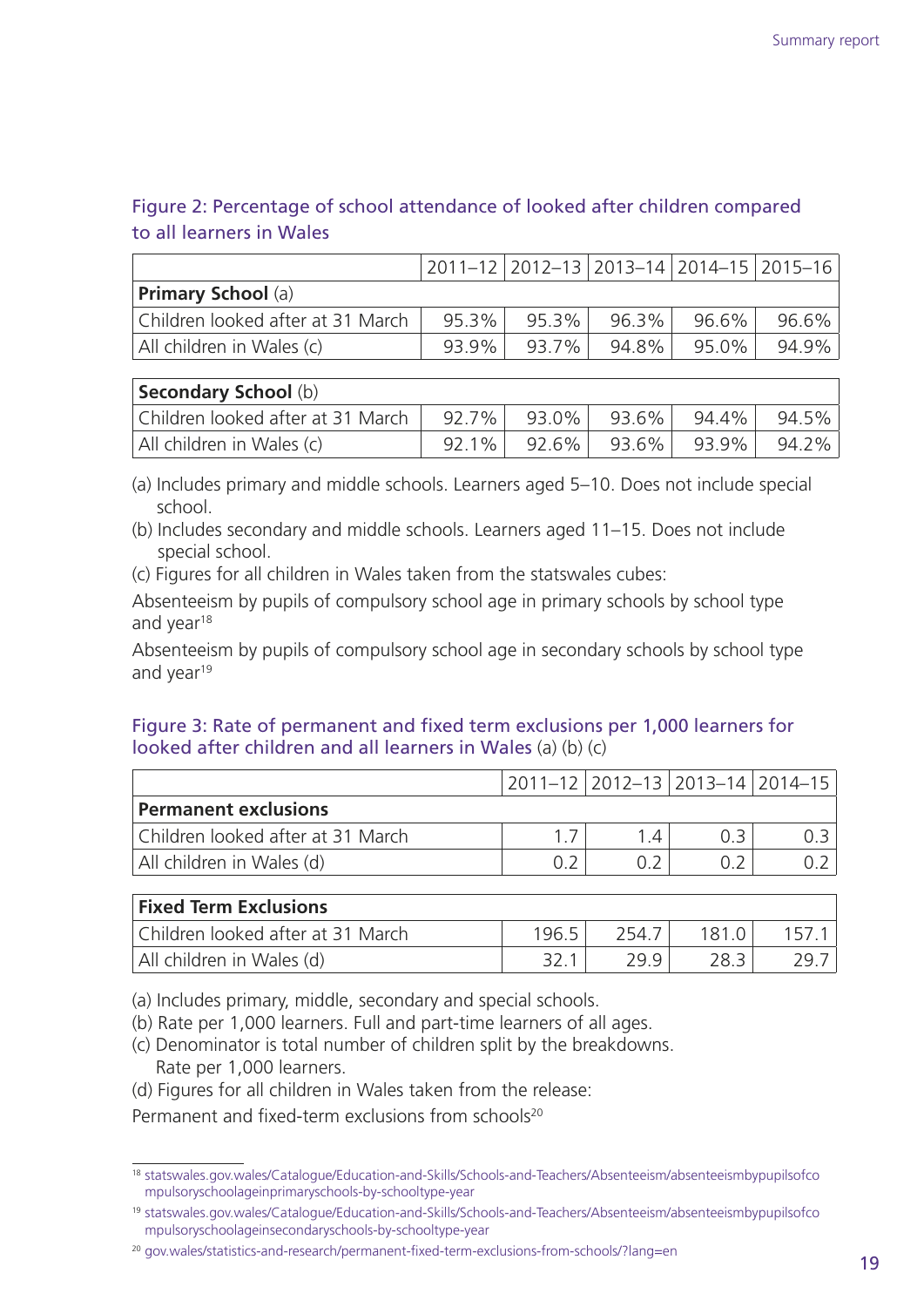### Figure 2: Percentage of school attendance of looked after children compared to all learners in Wales

| | 2011–12 | 2012–13 | 2013–14 | 2014–15 | 2015–16 |
|---|---|---|---|---|---|
| **Primary School** (a) | | | | | |
| Children looked after at 31 March | 95.3% | 95.3% | 96.3% | 96.6% | 96.6% |
| All children in Wales (c) | 93.9% | 93.7% | 94.8% | 95.0% | 94.9% |
| **Secondary School** (b) | | | | | |
| Children looked after at 31 March | 92.7% | 93.0% | 93.6% | 94.4% | 94.5% |
| All children in Wales (c) | 92.1% | 92.6% | 93.6% | 93.9% | 94.2% |

(a) Includes primary and middle schools. Learners aged 5–10. Does not include special school.

(b) Includes secondary and middle schools. Learners aged 11–15. Does not include special school.

(c) Figures for all children in Wales taken from the statswales cubes:

Absenteeism by pupils of compulsory school age in primary schools by school type and year[18]

Absenteeism by pupils of compulsory school age in secondary schools by school type and year[19]

### Figure 3: Rate of permanent and fixed term exclusions per 1,000 learners for looked after children and all learners in Wales (a) (b) (c)

| | 2011–12 | 2012–13 | 2013–14 | 2014–15 |
|---|---|---|---|---|
| **Permanent exclusions** | | | | |
| Children looked after at 31 March | 1.7 | 1.4 | 0.3 | 0.3 |
| All children in Wales (d) | 0.2 | 0.2 | 0.2 | 0.2 |
| **Fixed Term Exclusions** | | | | |
| Children looked after at 31 March | 196.5 | 254.7 | 181.0 | 157.1 |
| All children in Wales (d) | 32.1 | 29.9 | 28.3 | 29.7 |

(a) Includes primary, middle, secondary and special schools.

(b) Rate per 1,000 learners. Full and part-time learners of all ages.

(c) Denominator is total number of children split by the breakdowns. Rate per 1,000 learners.

(d) Figures for all children in Wales taken from the release:

Permanent and fixed-term exclusions from schools[20]

---

[18] statswales.gov.wales/Catalogue/Education-and-Skills/Schools-and-Teachers/Absenteeism/absenteeismbypupilsofcompulsoryschoolageinprimaryschools-by-schooltype-year

[19] statswales.gov.wales/Catalogue/Education-and-Skills/Schools-and-Teachers/Absenteeism/absenteeismbypupilsofcompulsoryschoolageinsecondaryschools-by-schooltype-year

[20] gov.wales/statistics-and-research/permanent-fixed-term-exclusions-from-schools/?lang=en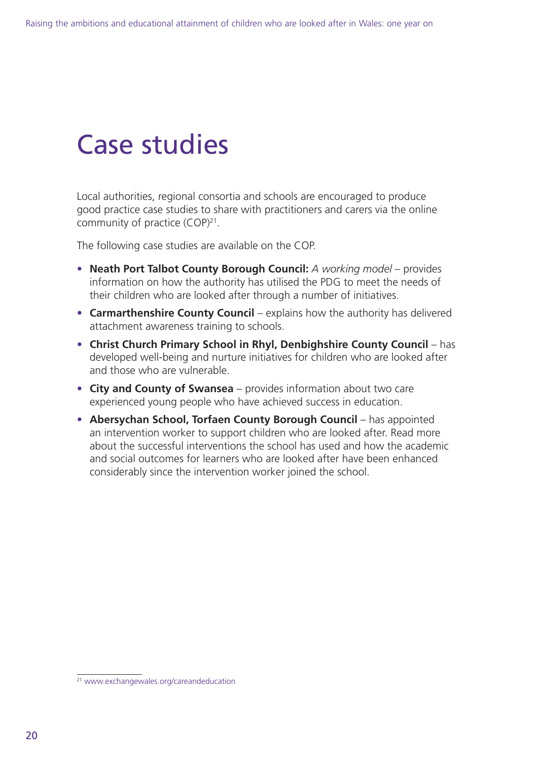# Case studies

Local authorities, regional consortia and schools are encouraged to produce good practice case studies to share with practitioners and carers via the online community of practice (COP)[21].

The following case studies are available on the COP.

- **Neath Port Talbot County Borough Council:** *A working model* – provides information on how the authority has utilised the PDG to meet the needs of their children who are looked after through a number of initiatives.
- **Carmarthenshire County Council** – explains how the authority has delivered attachment awareness training to schools.
- **Christ Church Primary School in Rhyl, Denbighshire County Council** – has developed well-being and nurture initiatives for children who are looked after and those who are vulnerable.
- **City and County of Swansea** – provides information about two care experienced young people who have achieved success in education.
- **Abersychan School, Torfaen County Borough Council** – has appointed an intervention worker to support children who are looked after. Read more about the successful interventions the school has used and how the academic and social outcomes for learners who are looked after have been enhanced considerably since the intervention worker joined the school.

[21] www.exchangewales.org/careandeducation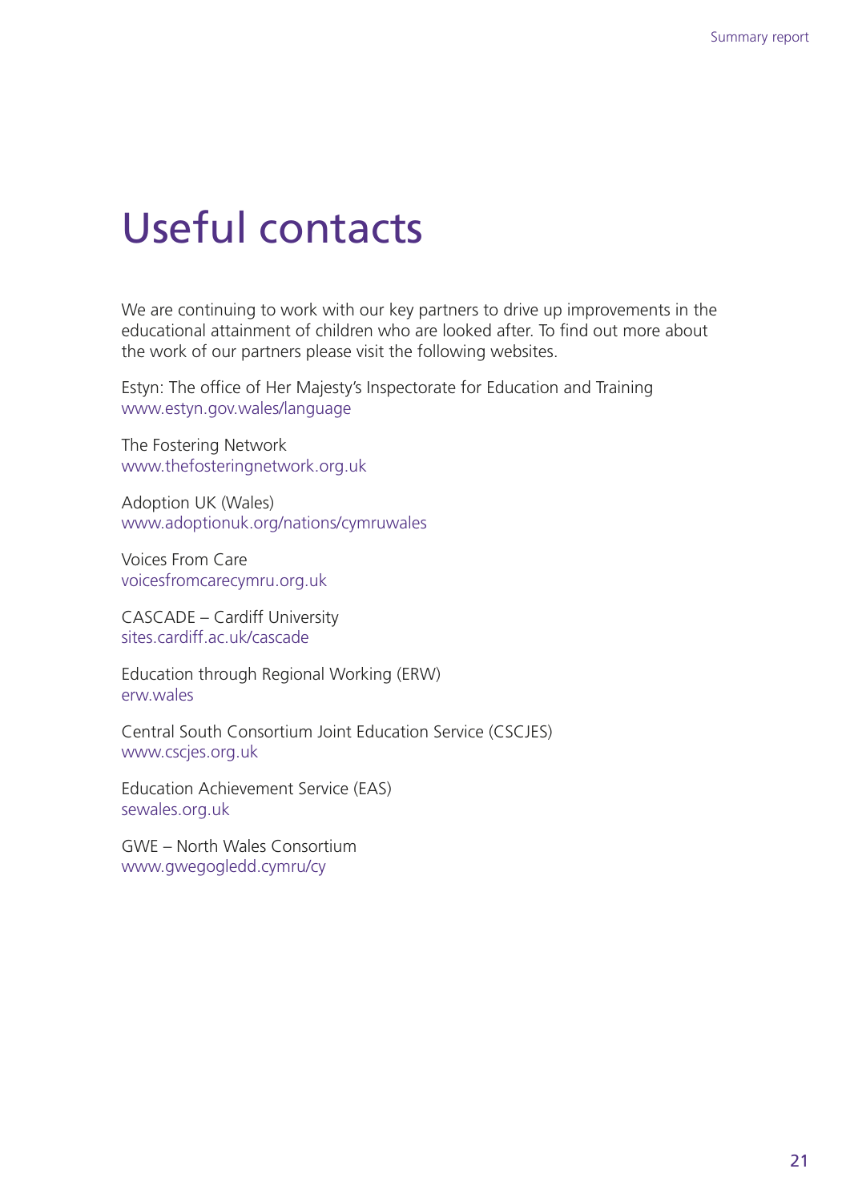# Useful contacts

We are continuing to work with our key partners to drive up improvements in the educational attainment of children who are looked after. To find out more about the work of our partners please visit the following websites.

Estyn: The office of Her Majesty's Inspectorate for Education and Training
www.estyn.gov.wales/language

The Fostering Network
www.thefosteringnetwork.org.uk

Adoption UK (Wales)
www.adoptionuk.org/nations/cymruwales

Voices From Care
voicesfromcarecymru.org.uk

CASCADE – Cardiff University
sites.cardiff.ac.uk/cascade

Education through Regional Working (ERW)
erw.wales

Central South Consortium Joint Education Service (CSCJES)
www.cscjes.org.uk

Education Achievement Service (EAS)
sewales.org.uk

GWE – North Wales Consortium
www.gwegogledd.cymru/cy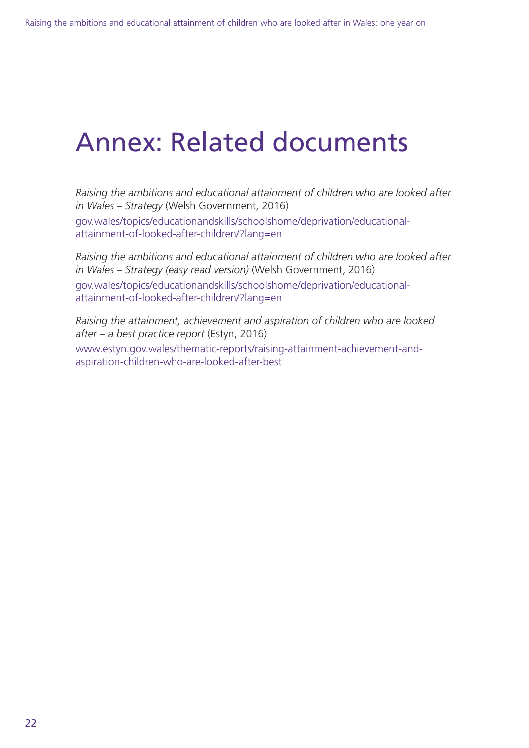# Annex: Related documents

*Raising the ambitions and educational attainment of children who are looked after in Wales – Strategy* (Welsh Government, 2016)

gov.wales/topics/educationandskills/schoolshome/deprivation/educational-attainment-of-looked-after-children/?lang=en

*Raising the ambitions and educational attainment of children who are looked after in Wales – Strategy (easy read version)* (Welsh Government, 2016)

gov.wales/topics/educationandskills/schoolshome/deprivation/educational-attainment-of-looked-after-children/?lang=en

*Raising the attainment, achievement and aspiration of children who are looked after – a best practice report* (Estyn, 2016)

www.estyn.gov.wales/thematic-reports/raising-attainment-achievement-and-aspiration-children-who-are-looked-after-best